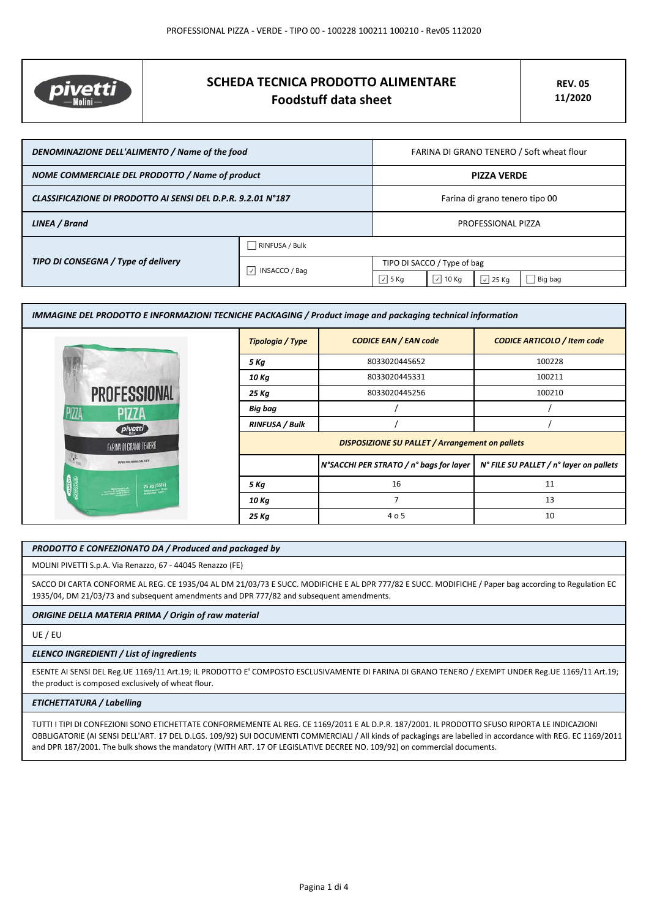# SCHEDA TECNICA PRODOTTO ALIMENTARE
## Foodstuff data sheet

**REV. 05**
**11/2020**

| | | |
|---|---|---|
| ***DENOMINAZIONE DELL'ALIMENTO / Name of the food*** | | FARINA DI GRANO TENERO / Soft wheat flour |
| ***NOME COMMERCIALE DEL PRODOTTO / Name of product*** | | **PIZZA VERDE** |
| ***CLASSIFICAZIONE DI PRODOTTO AI SENSI DEL D.P.R. 9.2.01 N°187*** | | Farina di grano tenero tipo 00 |
| ***LINEA / Brand*** | | PROFESSIONAL PIZZA |
| ***TIPO DI CONSEGNA / Type of delivery*** | ☐ RINFUSA / Bulk | |
| | ☑ INSACCO / Bag | TIPO DI SACCO / Type of bag: ☑ 5 Kg ☑ 10 Kg ☑ 25 Kg ☐ Big bag |

### *IMMAGINE DEL PRODOTTO E INFORMAZIONI TECNICHE PACKAGING / Product image and packaging technical information*

| ***Tipologia / Type*** | ***CODICE EAN / EAN code*** | ***CODICE ARTICOLO / Item code*** |
|---|---|---|
| ***5 Kg*** | 8033020445652 | 100228 |
| ***10 Kg*** | 8033020445331 | 100211 |
| ***25 Kg*** | 8033020445256 | 100210 |
| ***Big bag*** | / | / |
| ***RINFUSA / Bulk*** | / | / |

***DISPOSIZIONE SU PALLET / Arrangement on pallets***

| | ***N°SACCHI PER STRATO / n° bags for layer*** | ***N° FILE SU PALLET / n° layer on pallets*** |
|---|---|---|
| ***5 Kg*** | 16 | 11 |
| ***10 Kg*** | 7 | 13 |
| ***25 Kg*** | 4 o 5 | 10 |

***PRODOTTO E CONFEZIONATO DA / Produced and packaged by***

MOLINI PIVETTI S.p.A. Via Renazzo, 67 - 44045 Renazzo (FE)

SACCO DI CARTA CONFORME AL REG. CE 1935/04 AL DM 21/03/73 E SUCC. MODIFICHE E AL DPR 777/82 E SUCC. MODIFICHE / Paper bag according to Regulation EC 1935/04, DM 21/03/73 and subsequent amendments and DPR 777/82 and subsequent amendments.

***ORIGINE DELLA MATERIA PRIMA / Origin of raw material***

UE / EU

***ELENCO INGREDIENTI / List of ingredients***

ESENTE AI SENSI DEL Reg.UE 1169/11 Art.19; IL PRODOTTO E' COMPOSTO ESCLUSIVAMENTE DI FARINA DI GRANO TENERO / EXEMPT UNDER Reg.UE 1169/11 Art.19; the product is composed exclusively of wheat flour.

***ETICHETTATURA / Labelling***

TUTTI I TIPI DI CONFEZIONI SONO ETICHETTATE CONFORMEMENTE AL REG. CE 1169/2011 E AL D.P.R. 187/2001. IL PRODOTTO SFUSO RIPORTA LE INDICAZIONI OBBLIGATORIE (AI SENSI DELL'ART. 17 DEL D.LGS. 109/92) SUI DOCUMENTI COMMERCIALI / All kinds of packagings are labelled in accordance with REG. EC 1169/2011 and DPR 187/2001. The bulk shows the mandatory (WITH ART. 17 OF LEGISLATIVE DECREE NO. 109/92) on commercial documents.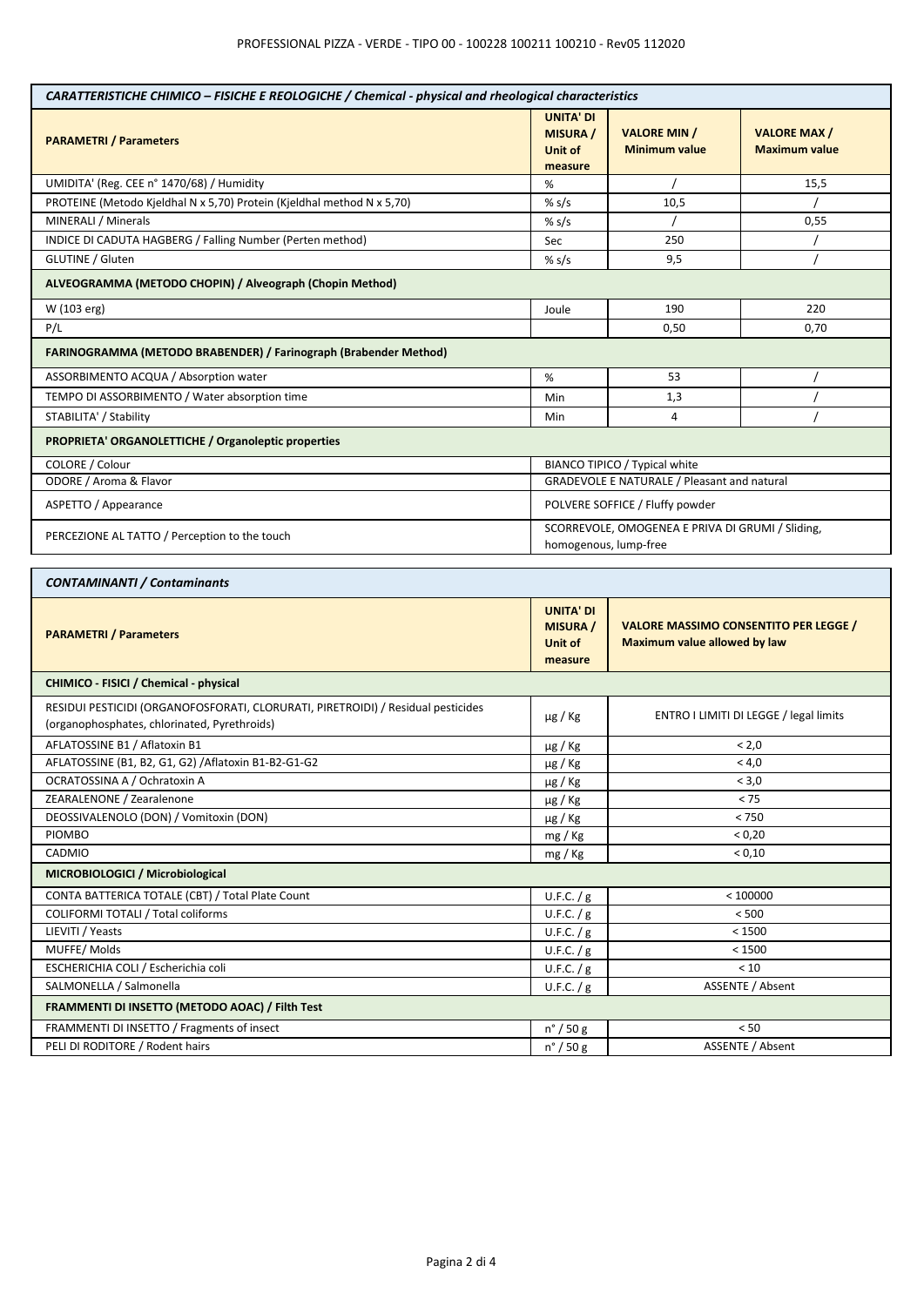| CARATTERISTICHE CHIMICO – FISICHE E REOLOGICHE / Chemical - physical and rheological characteristics | | | |
|---|---|---|---|
| **PARAMETRI / Parameters** | **UNITA' DI MISURA / Unit of measure** | **VALORE MIN / Minimum value** | **VALORE MAX / Maximum value** |
| UMIDITA' (Reg. CEE n° 1470/68) / Humidity | % | / | 15,5 |
| PROTEINE (Metodo Kjeldhal N x 5,70) Protein (Kjeldhal method N x 5,70) | % s/s | 10,5 | / |
| MINERALI / Minerals | % s/s | / | 0,55 |
| INDICE DI CADUTA HAGBERG / Falling Number (Perten method) | Sec | 250 | / |
| GLUTINE / Gluten | % s/s | 9,5 | / |
| **ALVEOGRAMMA (METODO CHOPIN) / Alveograph (Chopin Method)** | | | |
| W (103 erg) | Joule | 190 | 220 |
| P/L | | 0,50 | 0,70 |
| **FARINOGRAMMA (METODO BRABENDER) / Farinograph (Brabender Method)** | | | |
| ASSORBIMENTO ACQUA / Absorption water | % | 53 | / |
| TEMPO DI ASSORBIMENTO / Water absorption time | Min | 1,3 | / |
| STABILITA' / Stability | Min | 4 | / |
| **PROPRIETA' ORGANOLETTICHE / Organoleptic properties** | | | |
| COLORE / Colour | BIANCO TIPICO / Typical white | | |
| ODORE / Aroma & Flavor | GRADEVOLE E NATURALE / Pleasant and natural | | |
| ASPETTO / Appearance | POLVERE SOFFICE / Fluffy powder | | |
| PERCEZIONE AL TATTO / Perception to the touch | SCORREVOLE, OMOGENEA E PRIVA DI GRUMI / Sliding, homogenous, lump-free | | |

| CONTAMINANTI / Contaminants | | |
|---|---|---|
| **PARAMETRI / Parameters** | **UNITA' DI MISURA / Unit of measure** | **VALORE MASSIMO CONSENTITO PER LEGGE / Maximum value allowed by law** |
| **CHIMICO - FISICI / Chemical - physical** | | |
| RESIDUI PESTICIDI (ORGANOFOSFORATI, CLORURATI, PIRETROIDI) / Residual pesticides (organophosphates, chlorinated, Pyrethroids) | µg / Kg | ENTRO I LIMITI DI LEGGE / legal limits |
| AFLATOSSINE B1 / Aflatoxin B1 | µg / Kg | < 2,0 |
| AFLATOSSINE (B1, B2, G1, G2) /Aflatoxin B1-B2-G1-G2 | µg / Kg | < 4,0 |
| OCRATOSSINA A / Ochratoxin A | µg / Kg | < 3,0 |
| ZEARALENONE / Zearalenone | µg / Kg | < 75 |
| DEOSSIVALENOLO (DON) / Vomitoxin (DON) | µg / Kg | < 750 |
| PIOMBO | mg / Kg | < 0,20 |
| CADMIO | mg / Kg | < 0,10 |
| **MICROBIOLOGICI / Microbiological** | | |
| CONTA BATTERICA TOTALE (CBT) / Total Plate Count | U.F.C. / g | < 100000 |
| COLIFORMI TOTALI / Total coliforms | U.F.C. / g | < 500 |
| LIEVITI / Yeasts | U.F.C. / g | < 1500 |
| MUFFE/ Molds | U.F.C. / g | < 1500 |
| ESCHERICHIA COLI / Escherichia coli | U.F.C. / g | < 10 |
| SALMONELLA / Salmonella | U.F.C. / g | ASSENTE / Absent |
| **FRAMMENTI DI INSETTO (METODO AOAC) / Filth Test** | | |
| FRAMMENTI DI INSETTO / Fragments of insect | n° / 50 g | < 50 |
| PELI DI RODITORE / Rodent hairs | n° / 50 g | ASSENTE / Absent |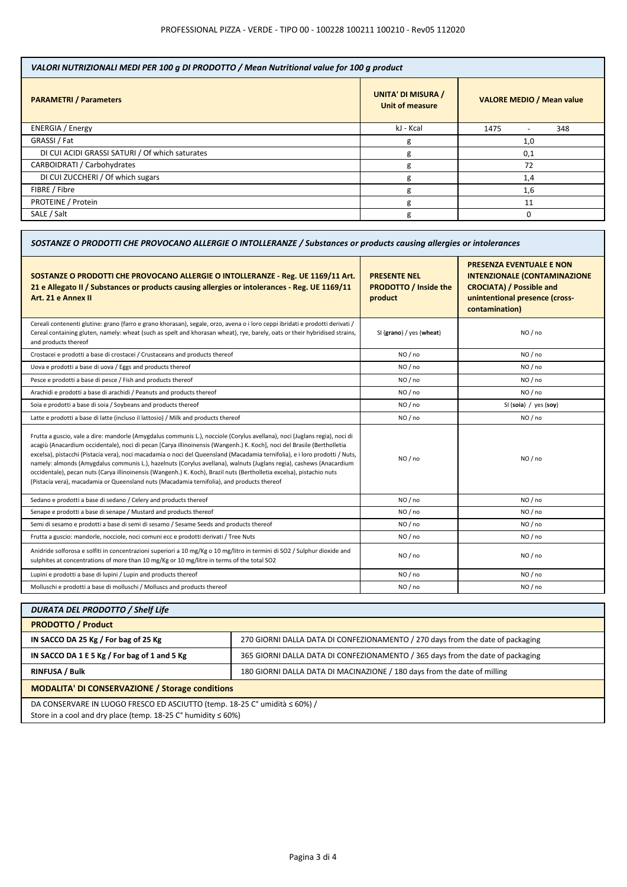| VALORI NUTRIZIONALI MEDI PER 100 g DI PRODOTTO / Mean Nutritional value for 100 g product | | |
|---|---|---|
| **PARAMETRI / Parameters** | **UNITA' DI MISURA / Unit of measure** | **VALORE MEDIO / Mean value** |
| ENERGIA / Energy | kJ - Kcal | 1475 - 348 |
| GRASSI / Fat | g | 1,0 |
| DI CUI ACIDI GRASSI SATURI / Of which saturates | g | 0,1 |
| CARBOIDRATI / Carbohydrates | g | 72 |
| DI CUI ZUCCHERI / Of which sugars | g | 1,4 |
| FIBRE / Fibre | g | 1,6 |
| PROTEINE / Protein | g | 11 |
| SALE / Salt | g | 0 |

| SOSTANZE O PRODOTTI CHE PROVOCANO ALLERGIE O INTOLLERANZE / Substances or products causing allergies or intolerances | | |
|---|---|---|
| **SOSTANZE O PRODOTTI CHE PROVOCANO ALLERGIE O INTOLLERANZE - Reg. UE 1169/11 Art. 21 e Allegato II / Substances or products causing allergies or intolerances - Reg. UE 1169/11 Art. 21 e Annex II** | **PRESENTE NEL PRODOTTO / Inside the product** | **PRESENZA EVENTUALE E NON INTENZIONALE (CONTAMINAZIONE CROCIATA) / Possible and unintentional presence (cross-contamination)** |
| Cereali contenenti glutine: grano (farro e grano khorasan), segale, orzo, avena o i loro ceppi ibridati e prodotti derivati / Cereal containing gluten, namely: wheat (such as spelt and khorasan wheat), rye, barely, oats or their hybridised strains, and products thereof | SI (**grano**) / yes (**wheat**) | NO / no |
| Crostacei e prodotti a base di crostacei / Crustaceans and products thereof | NO / no | NO / no |
| Uova e prodotti a base di uova / Eggs and products thereof | NO / no | NO / no |
| Pesce e prodotti a base di pesce / Fish and products thereof | NO / no | NO / no |
| Arachidi e prodotti a base di arachidi / Peanuts and products thereof | NO / no | NO / no |
| Soia e prodotti a base di soia / Soybeans and products thereof | NO / no | SI (**soia**) / yes (**soy**) |
| Latte e prodotti a base di latte (incluso il lattosio) / Milk and products thereof | NO / no | NO / no |
| Frutta a guscio, vale a dire: mandorle (Amygdalus communis L.), nocciole (Corylus avellana), noci (Juglans regia), noci di acagiù (Anacardium occidentale), noci di pecan [Carya illinoinensis (Wangenh.) K. Koch], noci del Brasile (Bertholletia excelsa), pistacchi (Pistacia vera), noci macadamia o noci del Queensland (Macadamia ternifolia), e i loro prodotti / Nuts, namely: almonds (Amygdalus communis L.), hazelnuts (Corylus avellana), walnuts (Juglans regia), cashews (Anacardium occidentale), pecan nuts (Carya illinoinensis (Wangenh.) K. Koch), Brazil nuts (Bertholletia excelsa), pistachio nuts (Pistacia vera), macadamia or Queensland nuts (Macadamia ternifolia), and products thereof | NO / no | NO / no |
| Sedano e prodotti a base di sedano / Celery and products thereof | NO / no | NO / no |
| Senape e prodotti a base di senape / Mustard and products thereof | NO / no | NO / no |
| Semi di sesamo e prodotti a base di semi di sesamo / Sesame Seeds and products thereof | NO / no | NO / no |
| Frutta a guscio: mandorle, nocciole, noci comuni ecc e prodotti derivati / Tree Nuts | NO / no | NO / no |
| Anidride solforosa e solfiti in concentrazioni superiori a 10 mg/Kg o 10 mg/litro in termini di SO2 / Sulphur dioxide and sulphites at concentrations of more than 10 mg/Kg or 10 mg/litre in terms of the total SO2 | NO / no | NO / no |
| Lupini e prodotti a base di lupini / Lupin and products thereof | NO / no | NO / no |
| Molluschi e prodotti a base di molluschi / Molluscs and products thereof | NO / no | NO / no |

| DURATA DEL PRODOTTO / Shelf Life | |
|---|---|
| **PRODOTTO / Product** | |
| **IN SACCO DA 25 Kg / For bag of 25 Kg** | 270 GIORNI DALLA DATA DI CONFEZIONAMENTO / 270 days from the date of packaging |
| **IN SACCO DA 1 E 5 Kg / For bag of 1 and 5 Kg** | 365 GIORNI DALLA DATA DI CONFEZIONAMENTO / 365 days from the date of packaging |
| **RINFUSA / Bulk** | 180 GIORNI DALLA DATA DI MACINAZIONE / 180 days from the date of milling |
| **MODALITA' DI CONSERVAZIONE / Storage conditions** | |
| DA CONSERVARE IN LUOGO FRESCO ED ASCIUTTO (temp. 18-25 C° umidità ≤ 60%) / Store in a cool and dry place (temp. 18-25 C° humidity ≤ 60%) | |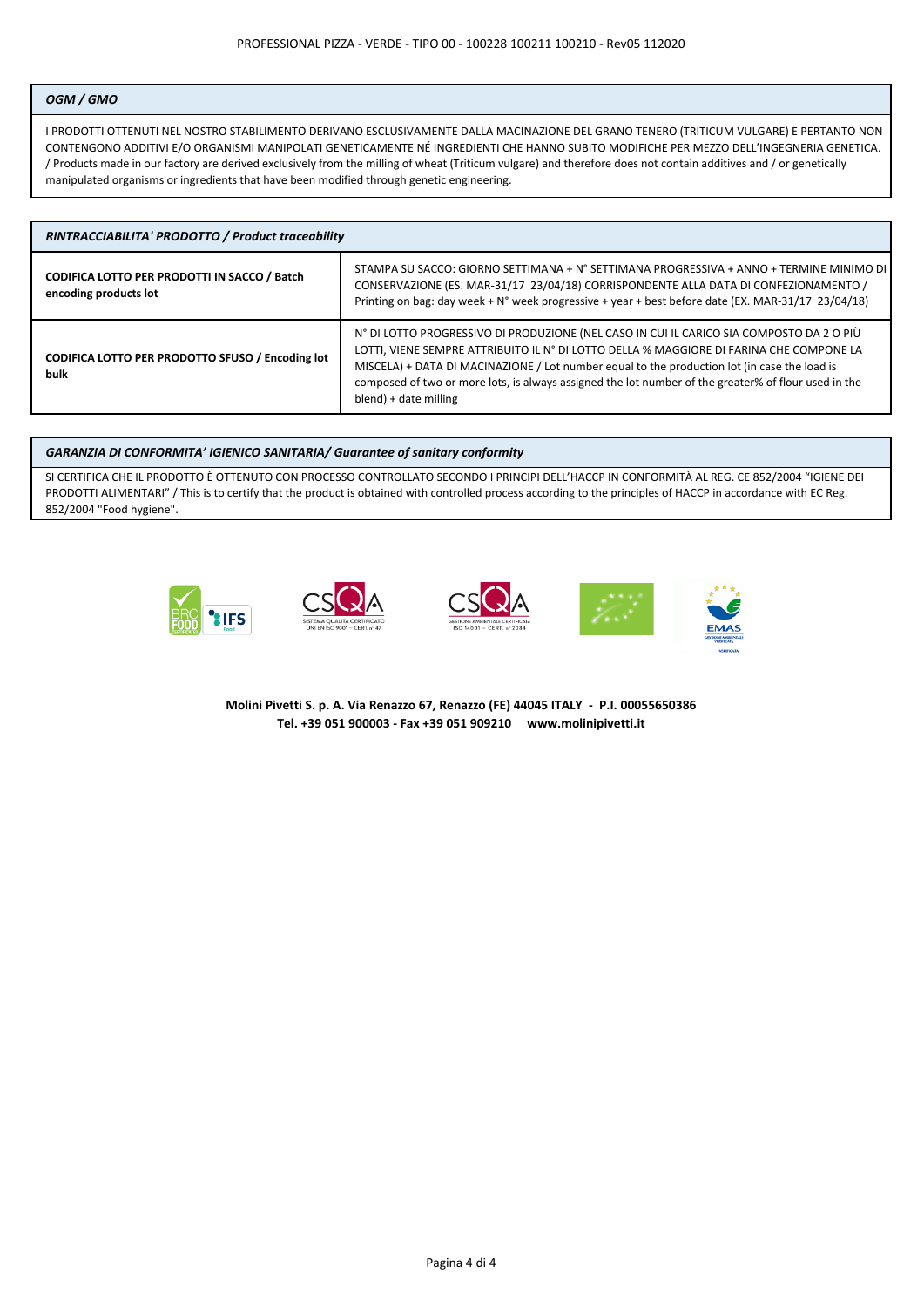## *OGM / GMO*

I PRODOTTI OTTENUTI NEL NOSTRO STABILIMENTO DERIVANO ESCLUSIVAMENTE DALLA MACINAZIONE DEL GRANO TENERO (TRITICUM VULGARE) E PERTANTO NON CONTENGONO ADDITIVI E/O ORGANISMI MANIPOLATI GENETICAMENTE NÉ INGREDIENTI CHE HANNO SUBITO MODIFICHE PER MEZZO DELL'INGEGNERIA GENETICA. / Products made in our factory are derived exclusively from the milling of wheat (Triticum vulgare) and therefore does not contain additives and / or genetically manipulated organisms or ingredients that have been modified through genetic engineering.

## *RINTRACCIABILITA' PRODOTTO / Product traceability*

| | |
|---|---|
| **CODIFICA LOTTO PER PRODOTTI IN SACCO / Batch encoding products lot** | STAMPA SU SACCO: GIORNO SETTIMANA + N° SETTIMANA PROGRESSIVA + ANNO + TERMINE MINIMO DI CONSERVAZIONE (ES. MAR-31/17 23/04/18) CORRISPONDENTE ALLA DATA DI CONFEZIONAMENTO / Printing on bag: day week + N° week progressive + year + best before date (EX. MAR-31/17 23/04/18) |
| **CODIFICA LOTTO PER PRODOTTO SFUSO / Encoding lot bulk** | N° DI LOTTO PROGRESSIVO DI PRODUZIONE (NEL CASO IN CUI IL CARICO SIA COMPOSTO DA 2 O PIÙ LOTTI, VIENE SEMPRE ATTRIBUITO IL N° DI LOTTO DELLA % MAGGIORE DI FARINA CHE COMPONE LA MISCELA) + DATA DI MACINAZIONE / Lot number equal to the production lot (in case the load is composed of two or more lots, is always assigned the lot number of the greater% of flour used in the blend) + date milling |

## *GARANZIA DI CONFORMITA' IGIENICO SANITARIA/ Guarantee of sanitary conformity*

SI CERTIFICA CHE IL PRODOTTO È OTTENUTO CON PROCESSO CONTROLLATO SECONDO I PRINCIPI DELL'HACCP IN CONFORMITÀ AL REG. CE 852/2004 "IGIENE DEI PRODOTTI ALIMENTARI" / This is to certify that the product is obtained with controlled process according to the principles of HACCP in accordance with EC Reg. 852/2004 "Food hygiene".

**Molini Pivetti S. p. A. Via Renazzo 67, Renazzo (FE) 44045 ITALY - P.I. 00055650386**
**Tel. +39 051 900003 - Fax +39 051 909210 www.molinipivetti.it**